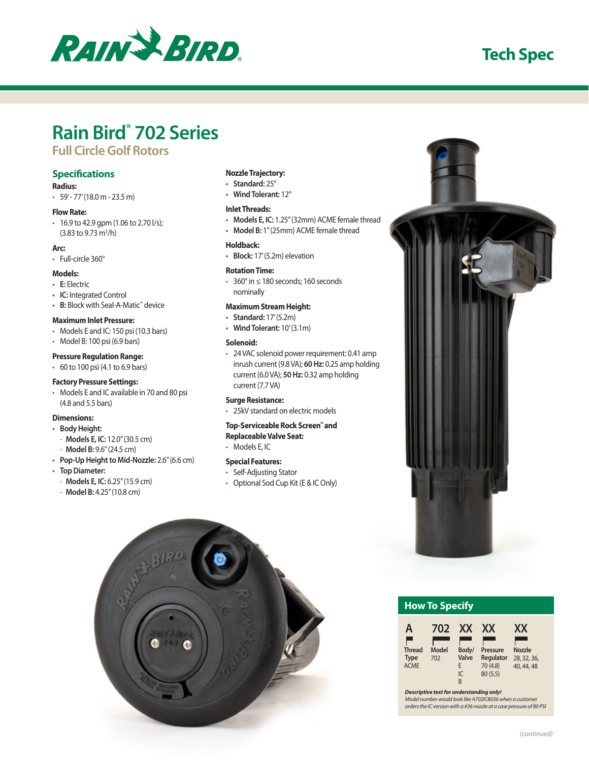# Rain Bird® 702 Series

## Full Circle Golf Rotors

### Specifications

**Radius:**
- 59′ - 77′ (18.0 m - 23.5 m)

**Flow Rate:**
- 16.9 to 42.9 gpm (1.06 to 2.70 l/s); (3.83 to 9.73 $m^3$/h)

**Arc:**
- Full-circle 360°

**Models:**
- **E:** Electric
- **IC:** Integrated Control
- **B:** Block with Seal-A-Matic™ device

**Maximum Inlet Pressure:**
- Models E and IC: 150 psi (10.3 bars)
- Model B: 100 psi (6.9 bars)

**Pressure Regulation Range:**
- 60 to 100 psi (4.1 to 6.9 bars)

**Factory Pressure Settings:**
- Models E and IC available in 70 and 80 psi (4.8 and 5.5 bars)

**Dimensions:**
- **Body Height:**
  - **Models E, IC:** 12.0″ (30.5 cm)
  - **Model B:** 9.6″ (24.5 cm)
- **Pop-Up Height to Mid-Nozzle:** 2.6″ (6.6 cm)
- **Top Diameter:**
  - **Models E, IC:** 6.25″ (15.9 cm)
  - **Model B:** 4.25″ (10.8 cm)

**Nozzle Trajectory:**
- **Standard:** 25°
- **Wind Tolerant:** 12°

**Inlet Threads:**
- **Models E, IC:** 1.25″ (32mm) ACME female thread
- **Model B:** 1″ (25mm) ACME female thread

**Holdback:**
- **Block:** 17′ (5.2m) elevation

**Rotation Time:**
- 360° in ≤ 180 seconds; 160 seconds nominally

**Maximum Stream Height:**
- **Standard:** 17′ (5.2m)
- **Wind Tolerant:** 10′ (3.1m)

**Solenoid:**
- 24 VAC solenoid power requirement: 0.41 amp inrush current (9.8 VA); **60 Hz:** 0.25 amp holding current (6.0 VA); **50 Hz:** 0.32 amp holding current (7.7 VA)

**Surge Resistance:**
- 25kV standard on electric models

**Top-Serviceable Rock Screen™ and Replaceable Valve Seat:**
- Models E, IC

**Special Features:**
- Self-Adjusting Stator
- Optional Sod Cup Kit (E & IC Only)

### How To Specify

| A | 702 | XX | XX | XX |
|---|---|---|---|---|
| **Thread Type** | **Model** | **Body/ Valve** | **Pressure Regulator** | **Nozzle** |
| ACME | 702 | E, IC, B | 70 (4.8), 80 (5.5) | 28, 32, 36, 40, 44, 48 |

***Descriptive text for understanding only!***
*Model number would look like A702IC8036 when a customer orders the IC version with a #36 nozzle at a case pressure of 80 PSI*

*(continued)*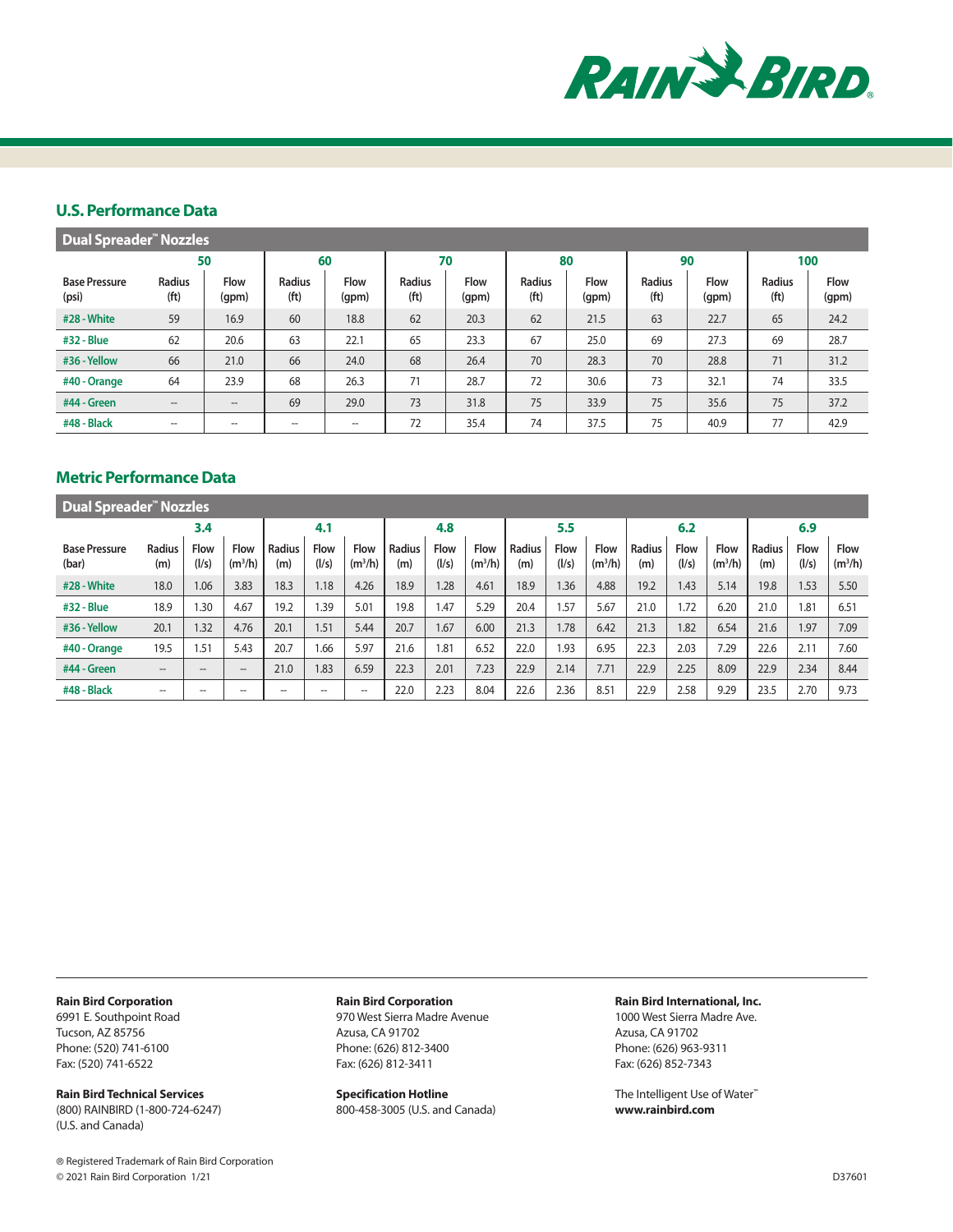## U.S. Performance Data

| Dual Spreader™ Nozzles | 50 | | 60 | | 70 | | 80 | | 90 | | 100 | |
|---|---|---|---|---|---|---|---|---|---|---|---|---|
| Base Pressure (psi) | Radius (ft) | Flow (gpm) | Radius (ft) | Flow (gpm) | Radius (ft) | Flow (gpm) | Radius (ft) | Flow (gpm) | Radius (ft) | Flow (gpm) | Radius (ft) | Flow (gpm) |
| #28 - White | 59 | 16.9 | 60 | 18.8 | 62 | 20.3 | 62 | 21.5 | 63 | 22.7 | 65 | 24.2 |
| #32 - Blue | 62 | 20.6 | 63 | 22.1 | 65 | 23.3 | 67 | 25.0 | 69 | 27.3 | 69 | 28.7 |
| #36 - Yellow | 66 | 21.0 | 66 | 24.0 | 68 | 26.4 | 70 | 28.3 | 70 | 28.8 | 71 | 31.2 |
| #40 - Orange | 64 | 23.9 | 68 | 26.3 | 71 | 28.7 | 72 | 30.6 | 73 | 32.1 | 74 | 33.5 |
| #44 - Green | -- | -- | 69 | 29.0 | 73 | 31.8 | 75 | 33.9 | 75 | 35.6 | 75 | 37.2 |
| #48 - Black | -- | -- | -- | -- | 72 | 35.4 | 74 | 37.5 | 75 | 40.9 | 77 | 42.9 |

## Metric Performance Data

| Dual Spreader™ Nozzles | 3.4 | | | 4.1 | | | 4.8 | | | 5.5 | | | 6.2 | | | 6.9 | | |
|---|---|---|---|---|---|---|---|---|---|---|---|---|---|---|---|---|---|---|
| Base Pressure (bar) | Radius (m) | Flow (l/s) | Flow ($m^3/h$) | Radius (m) | Flow (l/s) | Flow ($m^3/h$) | Radius (m) | Flow (l/s) | Flow ($m^3/h$) | Radius (m) | Flow (l/s) | Flow ($m^3/h$) | Radius (m) | Flow (l/s) | Flow ($m^3/h$) | Radius (m) | Flow (l/s) | Flow ($m^3/h$) |
| #28 - White | 18.0 | 1.06 | 3.83 | 18.3 | 1.18 | 4.26 | 18.9 | 1.28 | 4.61 | 18.9 | 1.36 | 4.88 | 19.2 | 1.43 | 5.14 | 19.8 | 1.53 | 5.50 |
| #32 - Blue | 18.9 | 1.30 | 4.67 | 19.2 | 1.39 | 5.01 | 19.8 | 1.47 | 5.29 | 20.4 | 1.57 | 5.67 | 21.0 | 1.72 | 6.20 | 21.0 | 1.81 | 6.51 |
| #36 - Yellow | 20.1 | 1.32 | 4.76 | 20.1 | 1.51 | 5.44 | 20.7 | 1.67 | 6.00 | 21.3 | 1.78 | 6.42 | 21.3 | 1.82 | 6.54 | 21.6 | 1.97 | 7.09 |
| #40 - Orange | 19.5 | 1.51 | 5.43 | 20.7 | 1.66 | 5.97 | 21.6 | 1.81 | 6.52 | 22.0 | 1.93 | 6.95 | 22.3 | 2.03 | 7.29 | 22.6 | 2.11 | 7.60 |
| #44 - Green | -- | -- | -- | 21.0 | 1.83 | 6.59 | 22.3 | 2.01 | 7.23 | 22.9 | 2.14 | 7.71 | 22.9 | 2.25 | 8.09 | 22.9 | 2.34 | 8.44 |
| #48 - Black | -- | -- | -- | -- | -- | -- | 22.0 | 2.23 | 8.04 | 22.6 | 2.36 | 8.51 | 22.9 | 2.58 | 9.29 | 23.5 | 2.70 | 9.73 |

**Rain Bird Corporation**
6991 E. Southpoint Road
Tucson, AZ 85756
Phone: (520) 741-6100
Fax: (520) 741-6522

**Rain Bird Technical Services**
(800) RAINBIRD (1-800-724-6247)
(U.S. and Canada)

**Rain Bird Corporation**
970 West Sierra Madre Avenue
Azusa, CA 91702
Phone: (626) 812-3400
Fax: (626) 812-3411

**Specification Hotline**
800-458-3005 (U.S. and Canada)

**Rain Bird International, Inc.**
1000 West Sierra Madre Ave.
Azusa, CA 91702
Phone: (626) 963-9311
Fax: (626) 852-7343

The Intelligent Use of Water™
**www.rainbird.com**

® Registered Trademark of Rain Bird Corporation
© 2021 Rain Bird Corporation 1/21

D37601